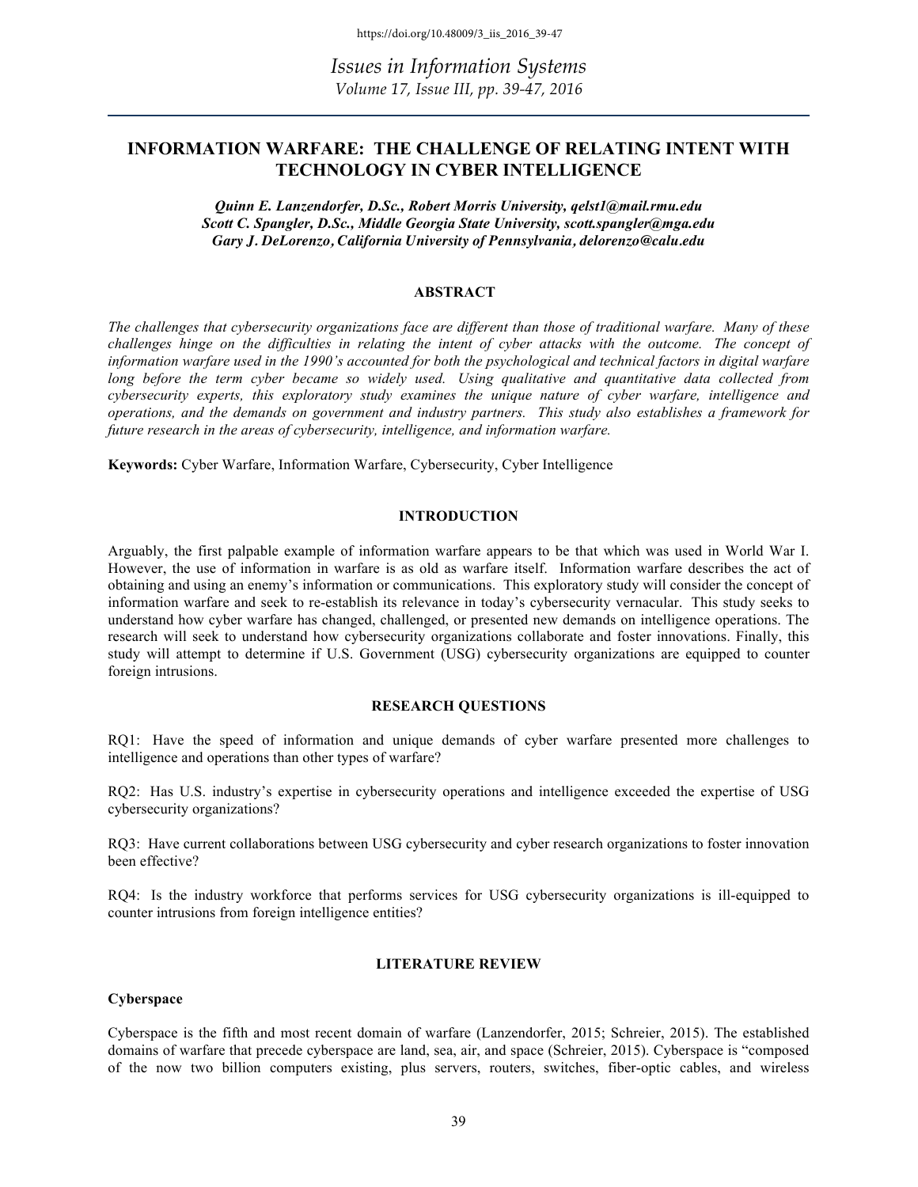# INFORMATION WARFARE: THE CHALLENGE OF RELATING INTENT WITH TECHNOLOGY IN CYBER INTELLIGENCE

***Quinn E. Lanzendorfer, D.Sc., Robert Morris University, qelst1@mail.rmu.edu***
***Scott C. Spangler, D.Sc., Middle Georgia State University, scott.spangler@mga.edu***
***Gary J. DeLorenzo, California University of Pennsylvania, delorenzo@calu.edu***

## ABSTRACT

*The challenges that cybersecurity organizations face are different than those of traditional warfare. Many of these challenges hinge on the difficulties in relating the intent of cyber attacks with the outcome. The concept of information warfare used in the 1990's accounted for both the psychological and technical factors in digital warfare long before the term cyber became so widely used. Using qualitative and quantitative data collected from cybersecurity experts, this exploratory study examines the unique nature of cyber warfare, intelligence and operations, and the demands on government and industry partners. This study also establishes a framework for future research in the areas of cybersecurity, intelligence, and information warfare.*

**Keywords:** Cyber Warfare, Information Warfare, Cybersecurity, Cyber Intelligence

## INTRODUCTION

Arguably, the first palpable example of information warfare appears to be that which was used in World War I. However, the use of information in warfare is as old as warfare itself. Information warfare describes the act of obtaining and using an enemy's information or communications. This exploratory study will consider the concept of information warfare and seek to re-establish its relevance in today's cybersecurity vernacular. This study seeks to understand how cyber warfare has changed, challenged, or presented new demands on intelligence operations. The research will seek to understand how cybersecurity organizations collaborate and foster innovations. Finally, this study will attempt to determine if U.S. Government (USG) cybersecurity organizations are equipped to counter foreign intrusions.

## RESEARCH QUESTIONS

RQ1: Have the speed of information and unique demands of cyber warfare presented more challenges to intelligence and operations than other types of warfare?

RQ2: Has U.S. industry's expertise in cybersecurity operations and intelligence exceeded the expertise of USG cybersecurity organizations?

RQ3: Have current collaborations between USG cybersecurity and cyber research organizations to foster innovation been effective?

RQ4: Is the industry workforce that performs services for USG cybersecurity organizations is ill-equipped to counter intrusions from foreign intelligence entities?

## LITERATURE REVIEW

### Cyberspace

Cyberspace is the fifth and most recent domain of warfare (Lanzendorfer, 2015; Schreier, 2015). The established domains of warfare that precede cyberspace are land, sea, air, and space (Schreier, 2015). Cyberspace is "composed of the now two billion computers existing, plus servers, routers, switches, fiber-optic cables, and wireless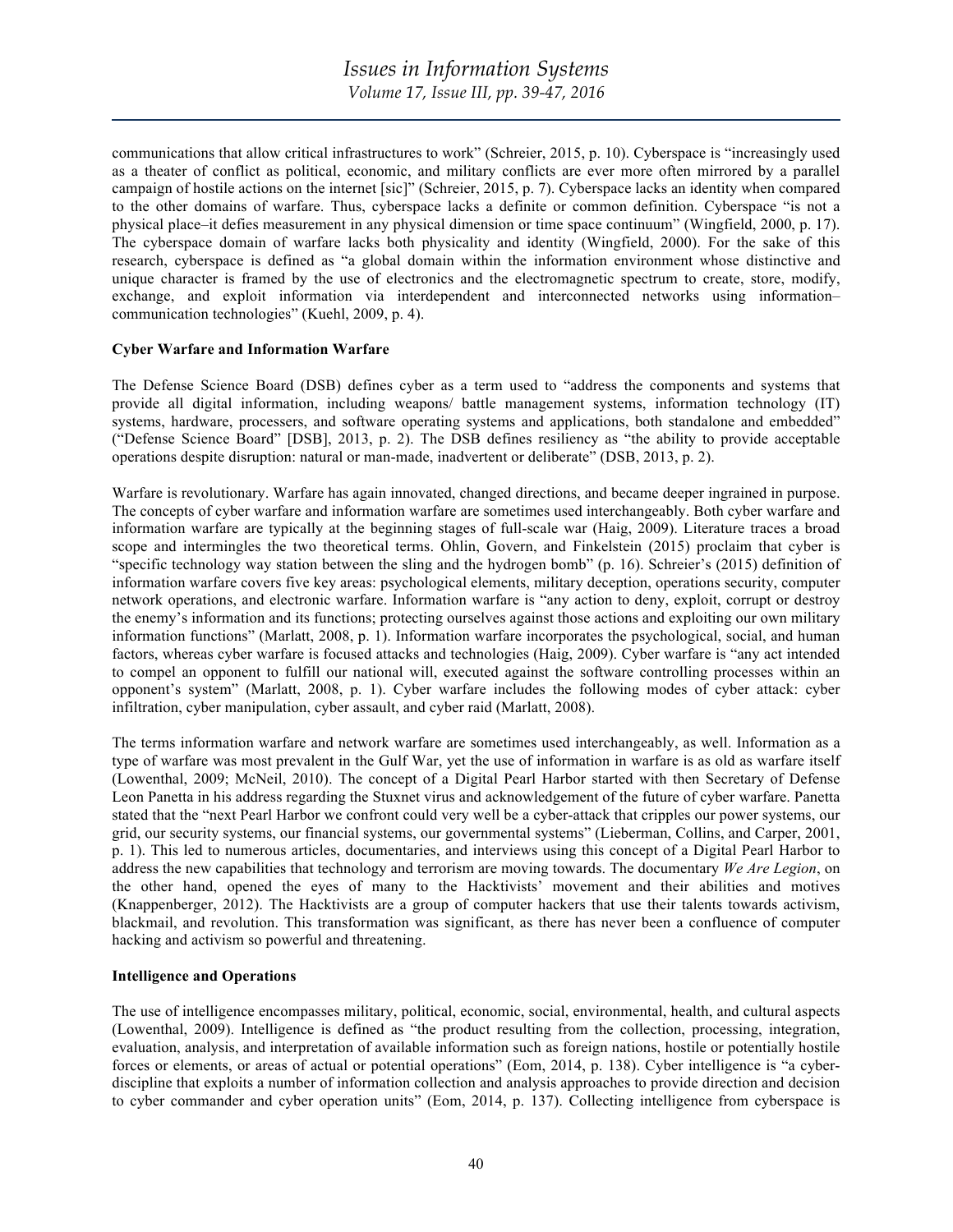communications that allow critical infrastructures to work" (Schreier, 2015, p. 10). Cyberspace is "increasingly used as a theater of conflict as political, economic, and military conflicts are ever more often mirrored by a parallel campaign of hostile actions on the internet [sic]" (Schreier, 2015, p. 7). Cyberspace lacks an identity when compared to the other domains of warfare. Thus, cyberspace lacks a definite or common definition. Cyberspace "is not a physical place–it defies measurement in any physical dimension or time space continuum" (Wingfield, 2000, p. 17). The cyberspace domain of warfare lacks both physicality and identity (Wingfield, 2000). For the sake of this research, cyberspace is defined as "a global domain within the information environment whose distinctive and unique character is framed by the use of electronics and the electromagnetic spectrum to create, store, modify, exchange, and exploit information via interdependent and interconnected networks using information–communication technologies" (Kuehl, 2009, p. 4).

**Cyber Warfare and Information Warfare**

The Defense Science Board (DSB) defines cyber as a term used to "address the components and systems that provide all digital information, including weapons/ battle management systems, information technology (IT) systems, hardware, processers, and software operating systems and applications, both standalone and embedded" ("Defense Science Board" [DSB], 2013, p. 2). The DSB defines resiliency as "the ability to provide acceptable operations despite disruption: natural or man-made, inadvertent or deliberate" (DSB, 2013, p. 2).

Warfare is revolutionary. Warfare has again innovated, changed directions, and became deeper ingrained in purpose. The concepts of cyber warfare and information warfare are sometimes used interchangeably. Both cyber warfare and information warfare are typically at the beginning stages of full-scale war (Haig, 2009). Literature traces a broad scope and intermingles the two theoretical terms. Ohlin, Govern, and Finkelstein (2015) proclaim that cyber is "specific technology way station between the sling and the hydrogen bomb" (p. 16). Schreier's (2015) definition of information warfare covers five key areas: psychological elements, military deception, operations security, computer network operations, and electronic warfare. Information warfare is "any action to deny, exploit, corrupt or destroy the enemy's information and its functions; protecting ourselves against those actions and exploiting our own military information functions" (Marlatt, 2008, p. 1). Information warfare incorporates the psychological, social, and human factors, whereas cyber warfare is focused attacks and technologies (Haig, 2009). Cyber warfare is "any act intended to compel an opponent to fulfill our national will, executed against the software controlling processes within an opponent's system" (Marlatt, 2008, p. 1). Cyber warfare includes the following modes of cyber attack: cyber infiltration, cyber manipulation, cyber assault, and cyber raid (Marlatt, 2008).

The terms information warfare and network warfare are sometimes used interchangeably, as well. Information as a type of warfare was most prevalent in the Gulf War, yet the use of information in warfare is as old as warfare itself (Lowenthal, 2009; McNeil, 2010). The concept of a Digital Pearl Harbor started with then Secretary of Defense Leon Panetta in his address regarding the Stuxnet virus and acknowledgement of the future of cyber warfare. Panetta stated that the "next Pearl Harbor we confront could very well be a cyber-attack that cripples our power systems, our grid, our security systems, our financial systems, our governmental systems" (Lieberman, Collins, and Carper, 2001, p. 1). This led to numerous articles, documentaries, and interviews using this concept of a Digital Pearl Harbor to address the new capabilities that technology and terrorism are moving towards. The documentary *We Are Legion*, on the other hand, opened the eyes of many to the Hacktivists' movement and their abilities and motives (Knappenberger, 2012). The Hacktivists are a group of computer hackers that use their talents towards activism, blackmail, and revolution. This transformation was significant, as there has never been a confluence of computer hacking and activism so powerful and threatening.

**Intelligence and Operations**

The use of intelligence encompasses military, political, economic, social, environmental, health, and cultural aspects (Lowenthal, 2009). Intelligence is defined as "the product resulting from the collection, processing, integration, evaluation, analysis, and interpretation of available information such as foreign nations, hostile or potentially hostile forces or elements, or areas of actual or potential operations" (Eom, 2014, p. 138). Cyber intelligence is "a cyber-discipline that exploits a number of information collection and analysis approaches to provide direction and decision to cyber commander and cyber operation units" (Eom, 2014, p. 137). Collecting intelligence from cyberspace is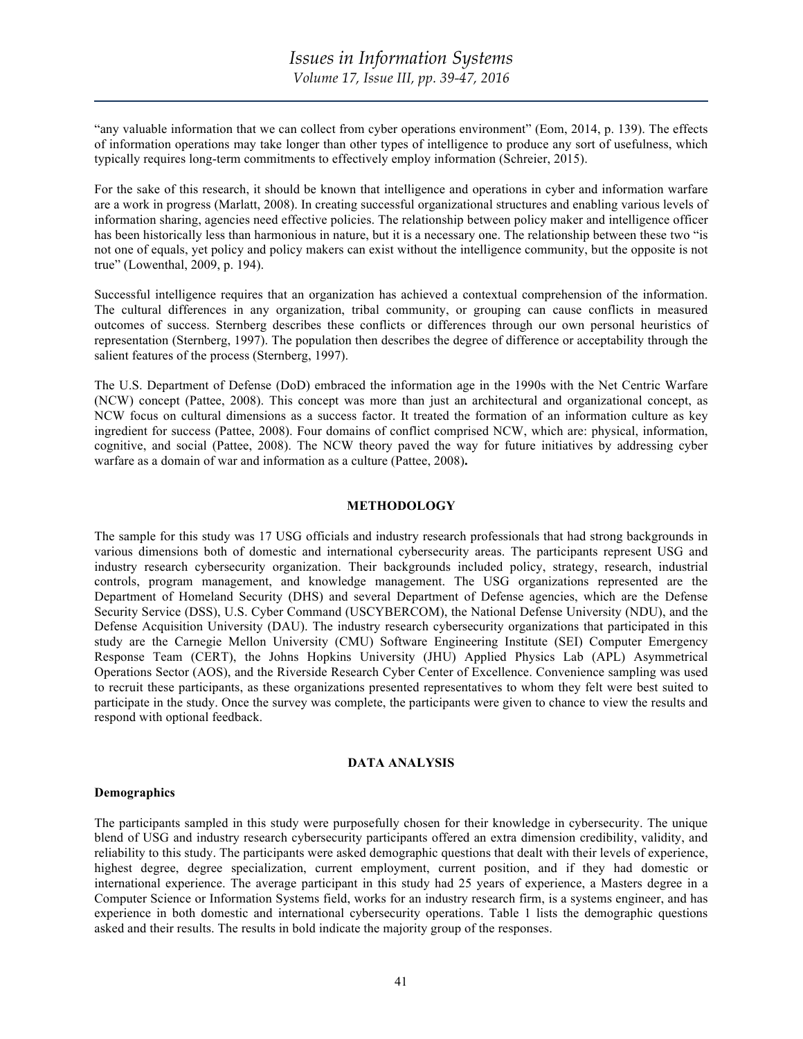"any valuable information that we can collect from cyber operations environment" (Eom, 2014, p. 139). The effects of information operations may take longer than other types of intelligence to produce any sort of usefulness, which typically requires long-term commitments to effectively employ information (Schreier, 2015).

For the sake of this research, it should be known that intelligence and operations in cyber and information warfare are a work in progress (Marlatt, 2008). In creating successful organizational structures and enabling various levels of information sharing, agencies need effective policies. The relationship between policy maker and intelligence officer has been historically less than harmonious in nature, but it is a necessary one. The relationship between these two "is not one of equals, yet policy and policy makers can exist without the intelligence community, but the opposite is not true" (Lowenthal, 2009, p. 194).

Successful intelligence requires that an organization has achieved a contextual comprehension of the information. The cultural differences in any organization, tribal community, or grouping can cause conflicts in measured outcomes of success. Sternberg describes these conflicts or differences through our own personal heuristics of representation (Sternberg, 1997). The population then describes the degree of difference or acceptability through the salient features of the process (Sternberg, 1997).

The U.S. Department of Defense (DoD) embraced the information age in the 1990s with the Net Centric Warfare (NCW) concept (Pattee, 2008). This concept was more than just an architectural and organizational concept, as NCW focus on cultural dimensions as a success factor. It treated the formation of an information culture as key ingredient for success (Pattee, 2008). Four domains of conflict comprised NCW, which are: physical, information, cognitive, and social (Pattee, 2008). The NCW theory paved the way for future initiatives by addressing cyber warfare as a domain of war and information as a culture (Pattee, 2008)**.**

## METHODOLOGY

The sample for this study was 17 USG officials and industry research professionals that had strong backgrounds in various dimensions both of domestic and international cybersecurity areas. The participants represent USG and industry research cybersecurity organization. Their backgrounds included policy, strategy, research, industrial controls, program management, and knowledge management. The USG organizations represented are the Department of Homeland Security (DHS) and several Department of Defense agencies, which are the Defense Security Service (DSS), U.S. Cyber Command (USCYBERCOM), the National Defense University (NDU), and the Defense Acquisition University (DAU). The industry research cybersecurity organizations that participated in this study are the Carnegie Mellon University (CMU) Software Engineering Institute (SEI) Computer Emergency Response Team (CERT), the Johns Hopkins University (JHU) Applied Physics Lab (APL) Asymmetrical Operations Sector (AOS), and the Riverside Research Cyber Center of Excellence. Convenience sampling was used to recruit these participants, as these organizations presented representatives to whom they felt were best suited to participate in the study. Once the survey was complete, the participants were given to chance to view the results and respond with optional feedback.

## DATA ANALYSIS

### Demographics

The participants sampled in this study were purposefully chosen for their knowledge in cybersecurity. The unique blend of USG and industry research cybersecurity participants offered an extra dimension credibility, validity, and reliability to this study. The participants were asked demographic questions that dealt with their levels of experience, highest degree, degree specialization, current employment, current position, and if they had domestic or international experience. The average participant in this study had 25 years of experience, a Masters degree in a Computer Science or Information Systems field, works for an industry research firm, is a systems engineer, and has experience in both domestic and international cybersecurity operations. Table 1 lists the demographic questions asked and their results. The results in bold indicate the majority group of the responses.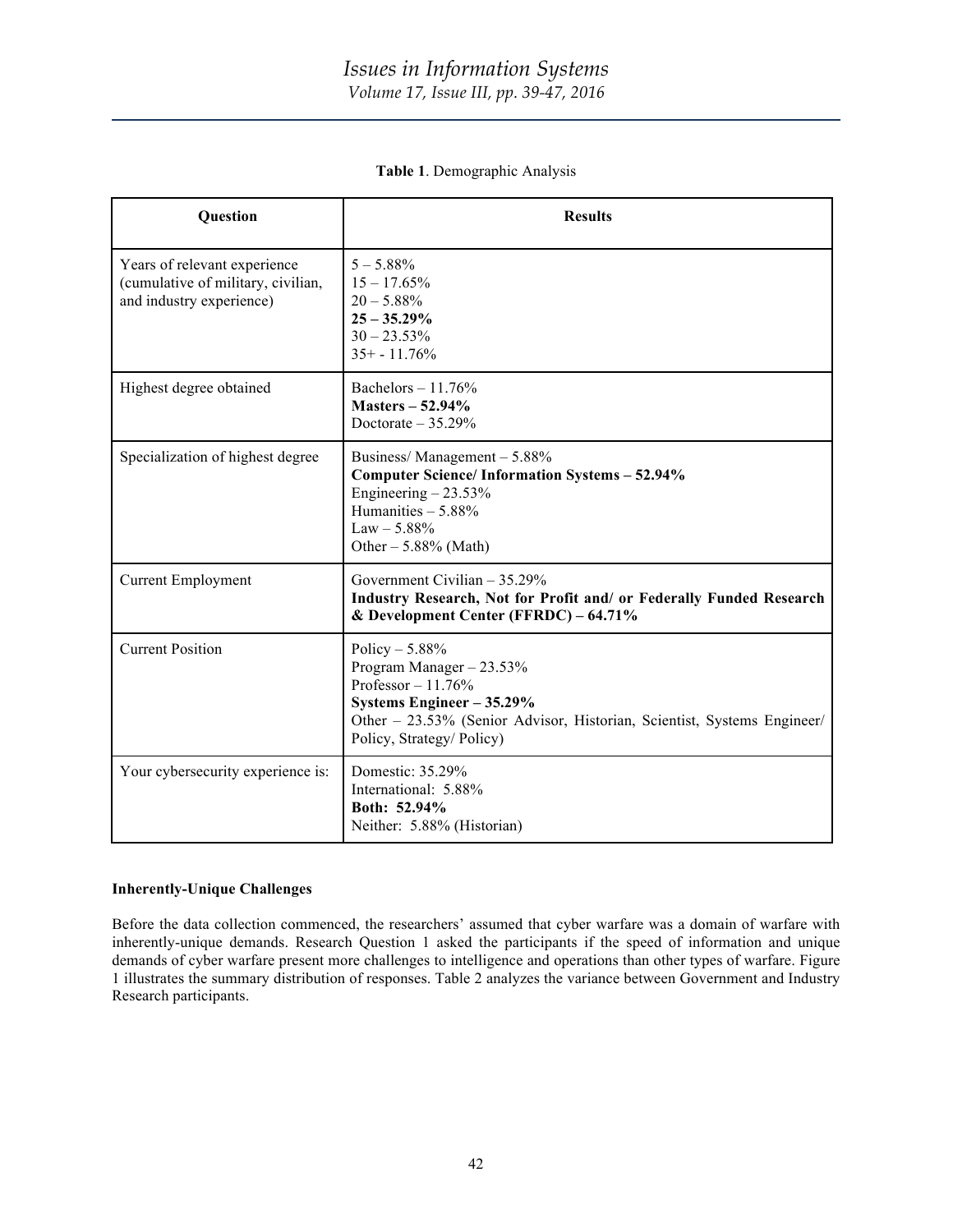**Table 1**. Demographic Analysis

| Question | Results |
| --- | --- |
| Years of relevant experience (cumulative of military, civilian, and industry experience) | 5 – 5.88%<br>15 – 17.65%<br>20 – 5.88%<br>**25 – 35.29%**<br>30 – 23.53%<br>35+ - 11.76% |
| Highest degree obtained | Bachelors – 11.76%<br>**Masters – 52.94%**<br>Doctorate – 35.29% |
| Specialization of highest degree | Business/ Management – 5.88%<br>**Computer Science/ Information Systems – 52.94%**<br>Engineering – 23.53%<br>Humanities – 5.88%<br>Law – 5.88%<br>Other – 5.88% (Math) |
| Current Employment | Government Civilian – 35.29%<br>**Industry Research, Not for Profit and/ or Federally Funded Research & Development Center (FFRDC) – 64.71%** |
| Current Position | Policy – 5.88%<br>Program Manager – 23.53%<br>Professor – 11.76%<br>**Systems Engineer – 35.29%**<br>Other – 23.53% (Senior Advisor, Historian, Scientist, Systems Engineer/ Policy, Strategy/ Policy) |
| Your cybersecurity experience is: | Domestic: 35.29%<br>International: 5.88%<br>**Both: 52.94%**<br>Neither: 5.88% (Historian) |

**Inherently-Unique Challenges**

Before the data collection commenced, the researchers' assumed that cyber warfare was a domain of warfare with inherently-unique demands. Research Question 1 asked the participants if the speed of information and unique demands of cyber warfare present more challenges to intelligence and operations than other types of warfare. Figure 1 illustrates the summary distribution of responses. Table 2 analyzes the variance between Government and Industry Research participants.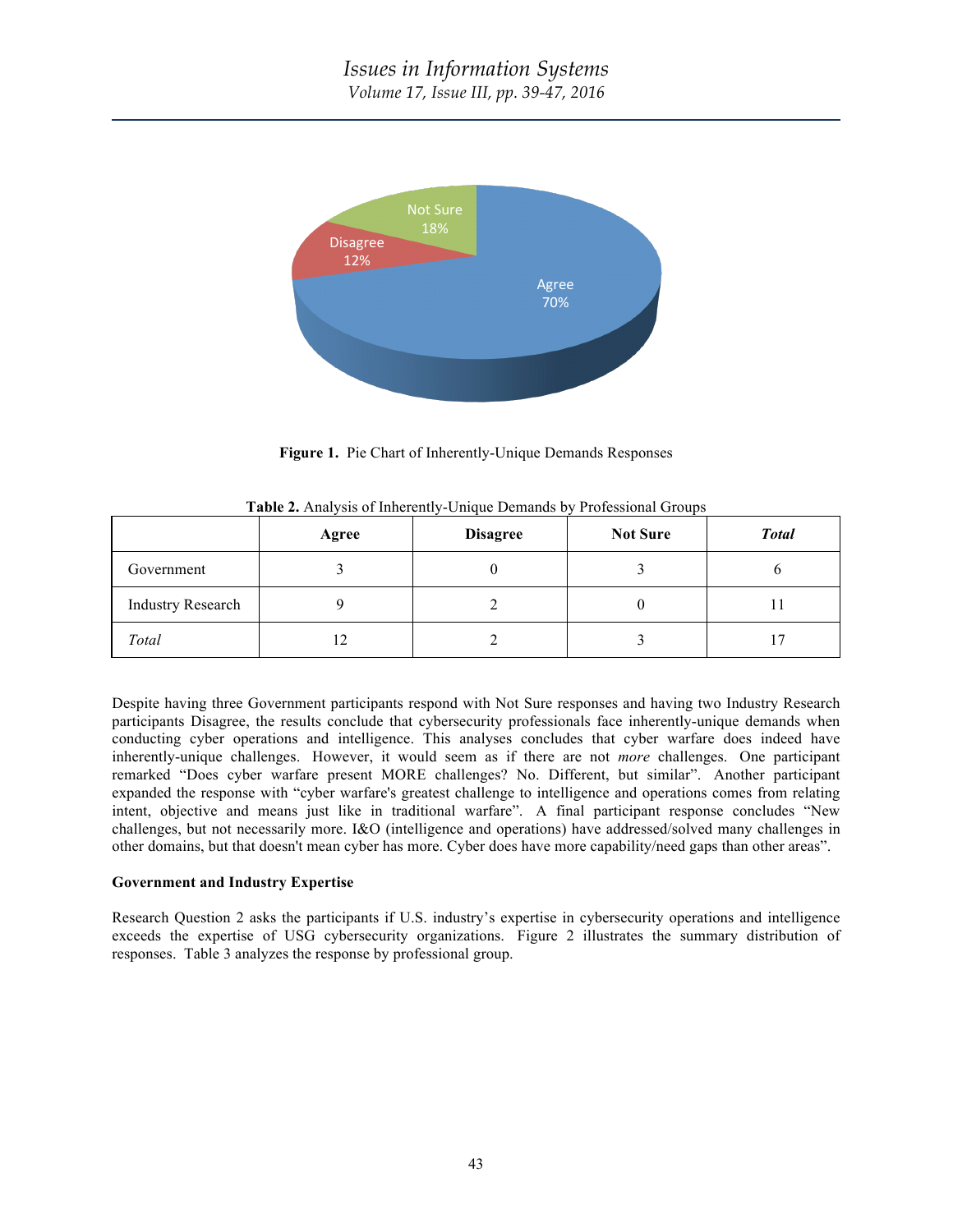**Figure 1.** Pie Chart of Inherently-Unique Demands Responses

**Table 2.** Analysis of Inherently-Unique Demands by Professional Groups

| | Agree | Disagree | Not Sure | *Total* |
|---|---|---|---|---|
| Government | 3 | 0 | 3 | 6 |
| Industry Research | 9 | 2 | 0 | 11 |
| *Total* | 12 | 2 | 3 | 17 |

Despite having three Government participants respond with Not Sure responses and having two Industry Research participants Disagree, the results conclude that cybersecurity professionals face inherently-unique demands when conducting cyber operations and intelligence. This analyses concludes that cyber warfare does indeed have inherently-unique challenges. However, it would seem as if there are not *more* challenges. One participant remarked "Does cyber warfare present MORE challenges? No. Different, but similar". Another participant expanded the response with "cyber warfare's greatest challenge to intelligence and operations comes from relating intent, objective and means just like in traditional warfare". A final participant response concludes "New challenges, but not necessarily more. I&O (intelligence and operations) have addressed/solved many challenges in other domains, but that doesn't mean cyber has more. Cyber does have more capability/need gaps than other areas".

**Government and Industry Expertise**

Research Question 2 asks the participants if U.S. industry's expertise in cybersecurity operations and intelligence exceeds the expertise of USG cybersecurity organizations. Figure 2 illustrates the summary distribution of responses. Table 3 analyzes the response by professional group.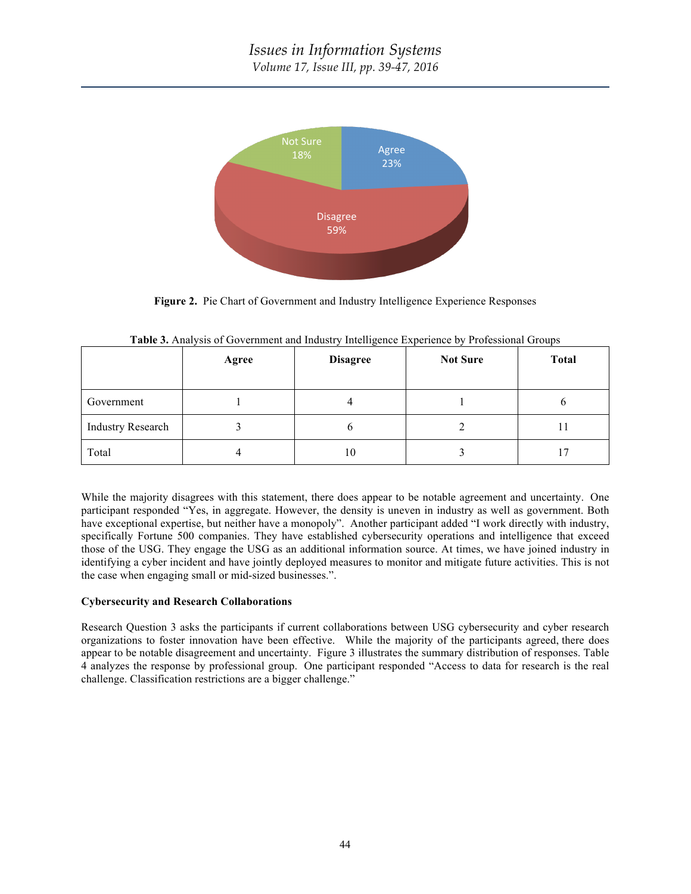**Figure 2.** Pie Chart of Government and Industry Intelligence Experience Responses

**Table 3.** Analysis of Government and Industry Intelligence Experience by Professional Groups

| | Agree | Disagree | Not Sure | Total |
|---|---|---|---|---|
| Government | 1 | 4 | 1 | 6 |
| Industry Research | 3 | 6 | 2 | 11 |
| Total | 4 | 10 | 3 | 17 |

While the majority disagrees with this statement, there does appear to be notable agreement and uncertainty. One participant responded "Yes, in aggregate. However, the density is uneven in industry as well as government. Both have exceptional expertise, but neither have a monopoly". Another participant added "I work directly with industry, specifically Fortune 500 companies. They have established cybersecurity operations and intelligence that exceed those of the USG. They engage the USG as an additional information source. At times, we have joined industry in identifying a cyber incident and have jointly deployed measures to monitor and mitigate future activities. This is not the case when engaging small or mid-sized businesses.".

**Cybersecurity and Research Collaborations**

Research Question 3 asks the participants if current collaborations between USG cybersecurity and cyber research organizations to foster innovation have been effective. While the majority of the participants agreed, there does appear to be notable disagreement and uncertainty. Figure 3 illustrates the summary distribution of responses. Table 4 analyzes the response by professional group. One participant responded "Access to data for research is the real challenge. Classification restrictions are a bigger challenge."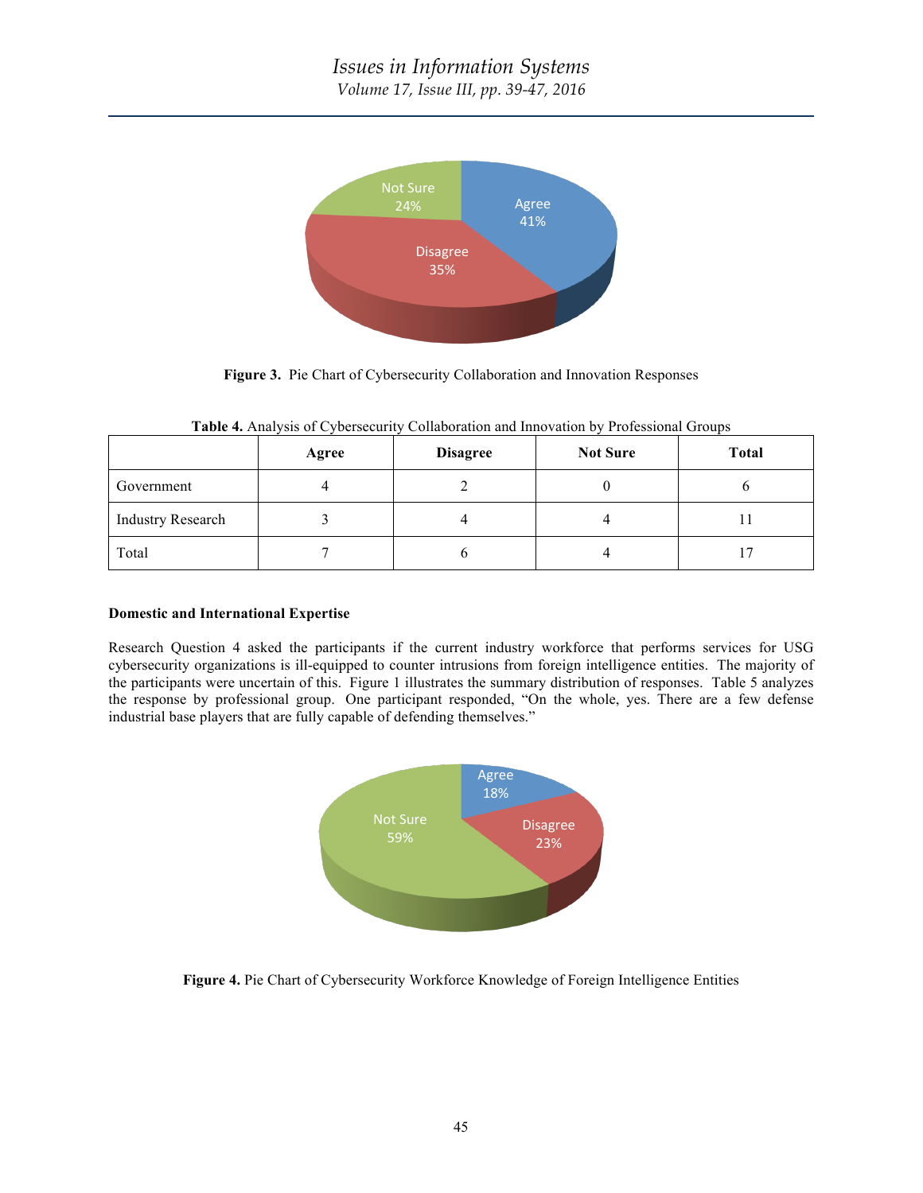**Figure 3.** Pie Chart of Cybersecurity Collaboration and Innovation Responses

**Table 4.** Analysis of Cybersecurity Collaboration and Innovation by Professional Groups

| | Agree | Disagree | Not Sure | Total |
|---|---|---|---|---|
| Government | 4 | 2 | 0 | 6 |
| Industry Research | 3 | 4 | 4 | 11 |
| Total | 7 | 6 | 4 | 17 |

**Domestic and International Expertise**

Research Question 4 asked the participants if the current industry workforce that performs services for USG cybersecurity organizations is ill-equipped to counter intrusions from foreign intelligence entities. The majority of the participants were uncertain of this. Figure 1 illustrates the summary distribution of responses. Table 5 analyzes the response by professional group. One participant responded, "On the whole, yes. There are a few defense industrial base players that are fully capable of defending themselves."

**Figure 4.** Pie Chart of Cybersecurity Workforce Knowledge of Foreign Intelligence Entities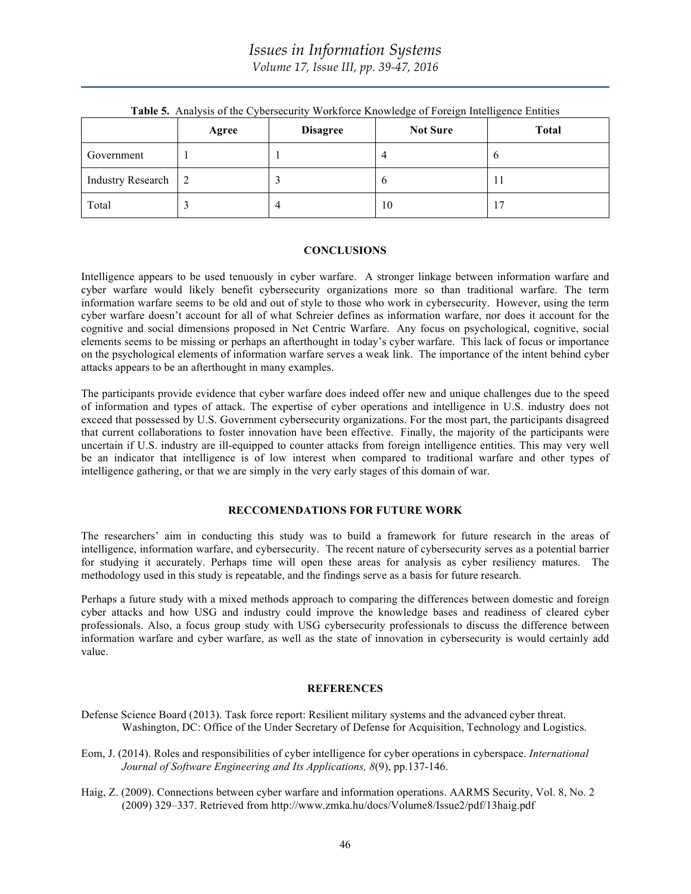**Table 5.** Analysis of the Cybersecurity Workforce Knowledge of Foreign Intelligence Entities

| | Agree | Disagree | Not Sure | Total |
|---|---|---|---|---|
| Government | 1 | 1 | 4 | 6 |
| Industry Research | 2 | 3 | 6 | 11 |
| Total | 3 | 4 | 10 | 17 |

## CONCLUSIONS

Intelligence appears to be used tenuously in cyber warfare. A stronger linkage between information warfare and cyber warfare would likely benefit cybersecurity organizations more so than traditional warfare. The term information warfare seems to be old and out of style to those who work in cybersecurity. However, using the term cyber warfare doesn't account for all of what Schreier defines as information warfare, nor does it account for the cognitive and social dimensions proposed in Net Centric Warfare. Any focus on psychological, cognitive, social elements seems to be missing or perhaps an afterthought in today's cyber warfare. This lack of focus or importance on the psychological elements of information warfare serves a weak link. The importance of the intent behind cyber attacks appears to be an afterthought in many examples.

The participants provide evidence that cyber warfare does indeed offer new and unique challenges due to the speed of information and types of attack. The expertise of cyber operations and intelligence in U.S. industry does not exceed that possessed by U.S. Government cybersecurity organizations. For the most part, the participants disagreed that current collaborations to foster innovation have been effective. Finally, the majority of the participants were uncertain if U.S. industry are ill-equipped to counter attacks from foreign intelligence entities. This may very well be an indicator that intelligence is of low interest when compared to traditional warfare and other types of intelligence gathering, or that we are simply in the very early stages of this domain of war.

## RECCOMENDATIONS FOR FUTURE WORK

The researchers' aim in conducting this study was to build a framework for future research in the areas of intelligence, information warfare, and cybersecurity. The recent nature of cybersecurity serves as a potential barrier for studying it accurately. Perhaps time will open these areas for analysis as cyber resiliency matures. The methodology used in this study is repeatable, and the findings serve as a basis for future research.

Perhaps a future study with a mixed methods approach to comparing the differences between domestic and foreign cyber attacks and how USG and industry could improve the knowledge bases and readiness of cleared cyber professionals. Also, a focus group study with USG cybersecurity professionals to discuss the difference between information warfare and cyber warfare, as well as the state of innovation in cybersecurity is would certainly add value.

## REFERENCES

Defense Science Board (2013). Task force report: Resilient military systems and the advanced cyber threat. Washington, DC: Office of the Under Secretary of Defense for Acquisition, Technology and Logistics.

Eom, J. (2014). Roles and responsibilities of cyber intelligence for cyber operations in cyberspace. *International Journal of Software Engineering and Its Applications, 8*(9), pp.137-146.

Haig, Z. (2009). Connections between cyber warfare and information operations. AARMS Security, Vol. 8, No. 2 (2009) 329–337. Retrieved from http://www.zmka.hu/docs/Volume8/Issue2/pdf/13haig.pdf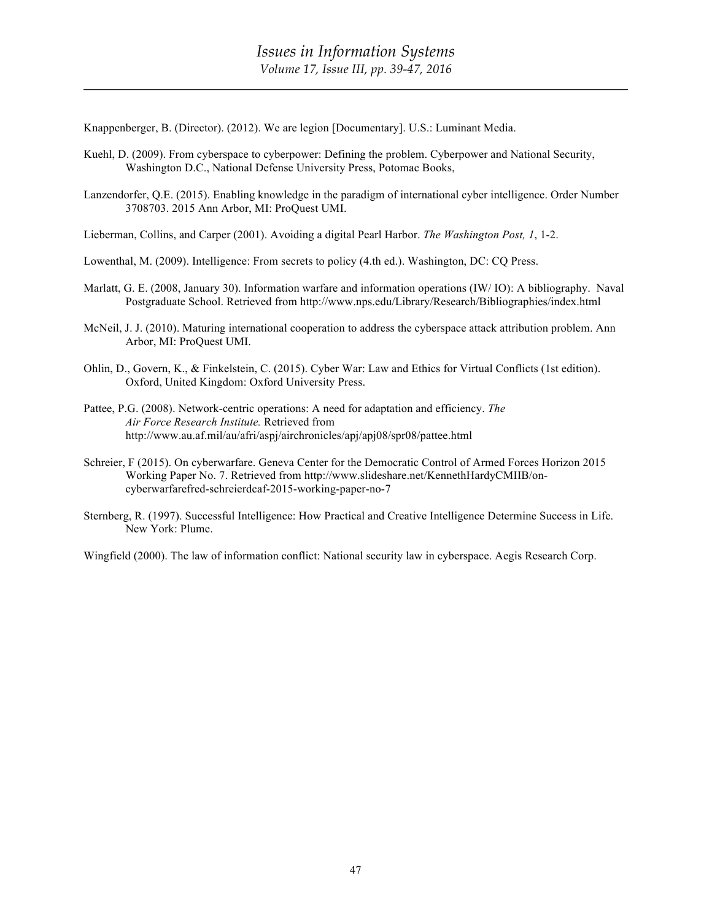Knappenberger, B. (Director). (2012). We are legion [Documentary]. U.S.: Luminant Media.

Kuehl, D. (2009). From cyberspace to cyberpower: Defining the problem. Cyberpower and National Security, Washington D.C., National Defense University Press, Potomac Books,

Lanzendorfer, Q.E. (2015). Enabling knowledge in the paradigm of international cyber intelligence. Order Number 3708703. 2015 Ann Arbor, MI: ProQuest UMI.

Lieberman, Collins, and Carper (2001). Avoiding a digital Pearl Harbor. *The Washington Post, 1*, 1-2.

Lowenthal, M. (2009). Intelligence: From secrets to policy (4.th ed.). Washington, DC: CQ Press.

Marlatt, G. E. (2008, January 30). Information warfare and information operations (IW/ IO): A bibliography. Naval Postgraduate School. Retrieved from http://www.nps.edu/Library/Research/Bibliographies/index.html

McNeil, J. J. (2010). Maturing international cooperation to address the cyberspace attack attribution problem. Ann Arbor, MI: ProQuest UMI.

Ohlin, D., Govern, K., & Finkelstein, C. (2015). Cyber War: Law and Ethics for Virtual Conflicts (1st edition). Oxford, United Kingdom: Oxford University Press.

Pattee, P.G. (2008). Network-centric operations: A need for adaptation and efficiency. *The Air Force Research Institute.* Retrieved from http://www.au.af.mil/au/afri/aspj/airchronicles/apj/apj08/spr08/pattee.html

Schreier, F (2015). On cyberwarfare. Geneva Center for the Democratic Control of Armed Forces Horizon 2015 Working Paper No. 7. Retrieved from http://www.slideshare.net/KennethHardyCMIIB/on-cyberwarfarefred-schreierdcaf-2015-working-paper-no-7

Sternberg, R. (1997). Successful Intelligence: How Practical and Creative Intelligence Determine Success in Life. New York: Plume.

Wingfield (2000). The law of information conflict: National security law in cyberspace. Aegis Research Corp.